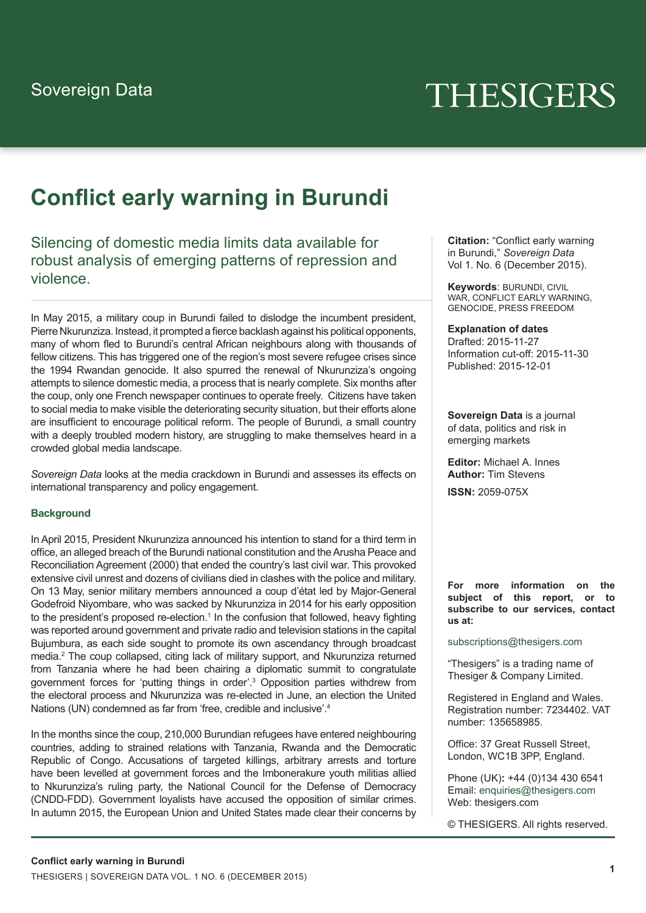Sovereign Data

THESIGERS

# Conflict early warning in Burundi

## Silencing of domestic media limits data available for robust analysis of emerging patterns of repression and violence.

In May 2015, a military coup in Burundi failed to dislodge the incumbent president, Pierre Nkurunziza. Instead, it prompted a fierce backlash against his political opponents, many of whom fled to Burundi's central African neighbours along with thousands of fellow citizens. This has triggered one of the region's most severe refugee crises since the 1994 Rwandan genocide. It also spurred the renewal of Nkurunziza's ongoing attempts to silence domestic media, a process that is nearly complete. Six months after the coup, only one French newspaper continues to operate freely. Citizens have taken to social media to make visible the deteriorating security situation, but their efforts alone are insufficient to encourage political reform. The people of Burundi, a small country with a deeply troubled modern history, are struggling to make themselves heard in a crowded global media landscape.

*Sovereign Data* looks at the media crackdown in Burundi and assesses its effects on international transparency and policy engagement.

### Background

In April 2015, President Nkurunziza announced his intention to stand for a third term in office, an alleged breach of the Burundi national constitution and the Arusha Peace and Reconciliation Agreement (2000) that ended the country's last civil war. This provoked extensive civil unrest and dozens of civilians died in clashes with the police and military. On 13 May, senior military members announced a coup d'état led by Major-General Godefroid Niyombare, who was sacked by Nkurunziza in 2014 for his early opposition to the president's proposed re-election.[1] In the confusion that followed, heavy fighting was reported around government and private radio and television stations in the capital Bujumbura, as each side sought to promote its own ascendancy through broadcast media.[2] The coup collapsed, citing lack of military support, and Nkurunziza returned from Tanzania where he had been chairing a diplomatic summit to congratulate government forces for 'putting things in order'.[3] Opposition parties withdrew from the electoral process and Nkurunziza was re-elected in June, an election the United Nations (UN) condemned as far from 'free, credible and inclusive'.[4]

In the months since the coup, 210,000 Burundian refugees have entered neighbouring countries, adding to strained relations with Tanzania, Rwanda and the Democratic Republic of Congo. Accusations of targeted killings, arbitrary arrests and torture have been levelled at government forces and the Imbonerakure youth militias allied to Nkurunziza's ruling party, the National Council for the Defense of Democracy (CNDD-FDD). Government loyalists have accused the opposition of similar crimes. In autumn 2015, the European Union and United States made clear their concerns by

**Citation:** "Conflict early warning in Burundi," *Sovereign Data* Vol 1. No. 6 (December 2015).

**Keywords**: BURUNDI, CIVIL WAR, CONFLICT EARLY WARNING, GENOCIDE, PRESS FREEDOM

**Explanation of dates**
Drafted: 2015-11-27
Information cut-off: 2015-11-30
Published: 2015-12-01

**Sovereign Data** is a journal of data, politics and risk in emerging markets

**Editor:** Michael A. Innes
**Author:** Tim Stevens

**ISSN:** 2059-075X

**For more information on the subject of this report, or to subscribe to our services, contact us at:**

subscriptions@thesigers.com

"Thesigers" is a trading name of Thesiger & Company Limited.

Registered in England and Wales. Registration number: 7234402. VAT number: 135658985.

Office: 37 Great Russell Street, London, WC1B 3PP, England.

Phone (UK): +44 (0)134 430 6541
Email: enquiries@thesigers.com
Web: thesigers.com

© THESIGERS. All rights reserved.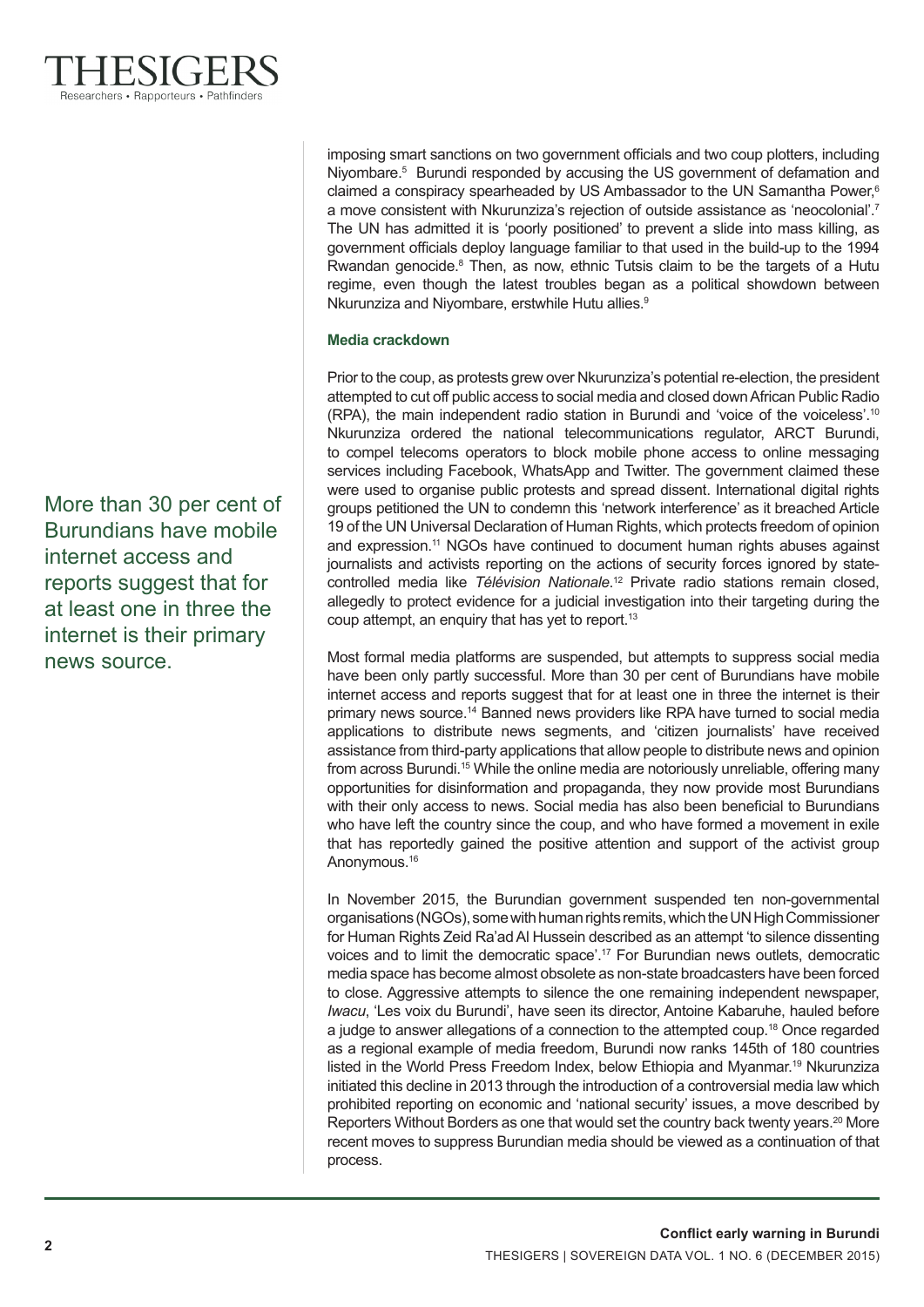imposing smart sanctions on two government officials and two coup plotters, including Niyombare.[5] Burundi responded by accusing the US government of defamation and claimed a conspiracy spearheaded by US Ambassador to the UN Samantha Power,[6] a move consistent with Nkurunziza's rejection of outside assistance as 'neocolonial'.[7] The UN has admitted it is 'poorly positioned' to prevent a slide into mass killing, as government officials deploy language familiar to that used in the build-up to the 1994 Rwandan genocide.[8] Then, as now, ethnic Tutsis claim to be the targets of a Hutu regime, even though the latest troubles began as a political showdown between Nkurunziza and Niyombare, erstwhile Hutu allies.[9]

### Media crackdown

Prior to the coup, as protests grew over Nkurunziza's potential re-election, the president attempted to cut off public access to social media and closed down African Public Radio (RPA), the main independent radio station in Burundi and 'voice of the voiceless'.[10] Nkurunziza ordered the national telecommunications regulator, ARCT Burundi, to compel telecoms operators to block mobile phone access to online messaging services including Facebook, WhatsApp and Twitter. The government claimed these were used to organise public protests and spread dissent. International digital rights groups petitioned the UN to condemn this 'network interference' as it breached Article 19 of the UN Universal Declaration of Human Rights, which protects freedom of opinion and expression.[11] NGOs have continued to document human rights abuses against journalists and activists reporting on the actions of security forces ignored by state-controlled media like *Télévision Nationale*.[12] Private radio stations remain closed, allegedly to protect evidence for a judicial investigation into their targeting during the coup attempt, an enquiry that has yet to report.[13]

> More than 30 per cent of Burundians have mobile internet access and reports suggest that for at least one in three the internet is their primary news source.

Most formal media platforms are suspended, but attempts to suppress social media have been only partly successful. More than 30 per cent of Burundians have mobile internet access and reports suggest that for at least one in three the internet is their primary news source.[14] Banned news providers like RPA have turned to social media applications to distribute news segments, and 'citizen journalists' have received assistance from third-party applications that allow people to distribute news and opinion from across Burundi.[15] While the online media are notoriously unreliable, offering many opportunities for disinformation and propaganda, they now provide most Burundians with their only access to news. Social media has also been beneficial to Burundians who have left the country since the coup, and who have formed a movement in exile that has reportedly gained the positive attention and support of the activist group Anonymous.[16]

In November 2015, the Burundian government suspended ten non-governmental organisations (NGOs), some with human rights remits, which the UN High Commissioner for Human Rights Zeid Ra'ad Al Hussein described as an attempt 'to silence dissenting voices and to limit the democratic space'.[17] For Burundian news outlets, democratic media space has become almost obsolete as non-state broadcasters have been forced to close. Aggressive attempts to silence the one remaining independent newspaper, *Iwacu*, 'Les voix du Burundi', have seen its director, Antoine Kabaruhe, hauled before a judge to answer allegations of a connection to the attempted coup.[18] Once regarded as a regional example of media freedom, Burundi now ranks 145th of 180 countries listed in the World Press Freedom Index, below Ethiopia and Myanmar.[19] Nkurunziza initiated this decline in 2013 through the introduction of a controversial media law which prohibited reporting on economic and 'national security' issues, a move described by Reporters Without Borders as one that would set the country back twenty years.[20] More recent moves to suppress Burundian media should be viewed as a continuation of that process.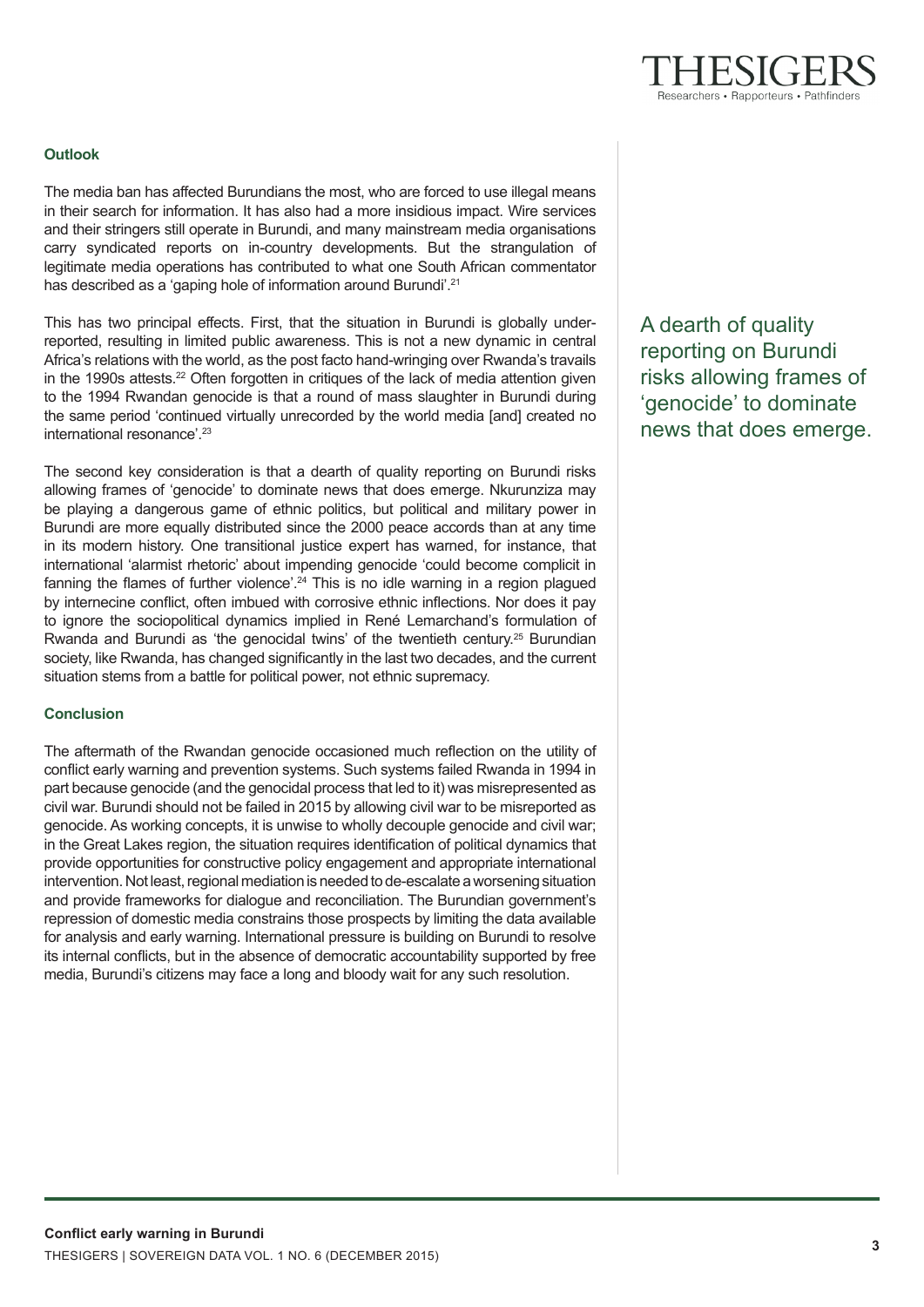## Outlook

The media ban has affected Burundians the most, who are forced to use illegal means in their search for information. It has also had a more insidious impact. Wire services and their stringers still operate in Burundi, and many mainstream media organisations carry syndicated reports on in-country developments. But the strangulation of legitimate media operations has contributed to what one South African commentator has described as a 'gaping hole of information around Burundi'.[21]

This has two principal effects. First, that the situation in Burundi is globally under-reported, resulting in limited public awareness. This is not a new dynamic in central Africa's relations with the world, as the post facto hand-wringing over Rwanda's travails in the 1990s attests.[22] Often forgotten in critiques of the lack of media attention given to the 1994 Rwandan genocide is that a round of mass slaughter in Burundi during the same period 'continued virtually unrecorded by the world media [and] created no international resonance'.[23]

The second key consideration is that a dearth of quality reporting on Burundi risks allowing frames of 'genocide' to dominate news that does emerge. Nkurunziza may be playing a dangerous game of ethnic politics, but political and military power in Burundi are more equally distributed since the 2000 peace accords than at any time in its modern history. One transitional justice expert has warned, for instance, that international 'alarmist rhetoric' about impending genocide 'could become complicit in fanning the flames of further violence'.[24] This is no idle warning in a region plagued by internecine conflict, often imbued with corrosive ethnic inflections. Nor does it pay to ignore the sociopolitical dynamics implied in René Lemarchand's formulation of Rwanda and Burundi as 'the genocidal twins' of the twentieth century.[25] Burundian society, like Rwanda, has changed significantly in the last two decades, and the current situation stems from a battle for political power, not ethnic supremacy.

A dearth of quality reporting on Burundi risks allowing frames of 'genocide' to dominate news that does emerge.

## Conclusion

The aftermath of the Rwandan genocide occasioned much reflection on the utility of conflict early warning and prevention systems. Such systems failed Rwanda in 1994 in part because genocide (and the genocidal process that led to it) was misrepresented as civil war. Burundi should not be failed in 2015 by allowing civil war to be misreported as genocide. As working concepts, it is unwise to wholly decouple genocide and civil war; in the Great Lakes region, the situation requires identification of political dynamics that provide opportunities for constructive policy engagement and appropriate international intervention. Not least, regional mediation is needed to de-escalate a worsening situation and provide frameworks for dialogue and reconciliation. The Burundian government's repression of domestic media constrains those prospects by limiting the data available for analysis and early warning. International pressure is building on Burundi to resolve its internal conflicts, but in the absence of democratic accountability supported by free media, Burundi's citizens may face a long and bloody wait for any such resolution.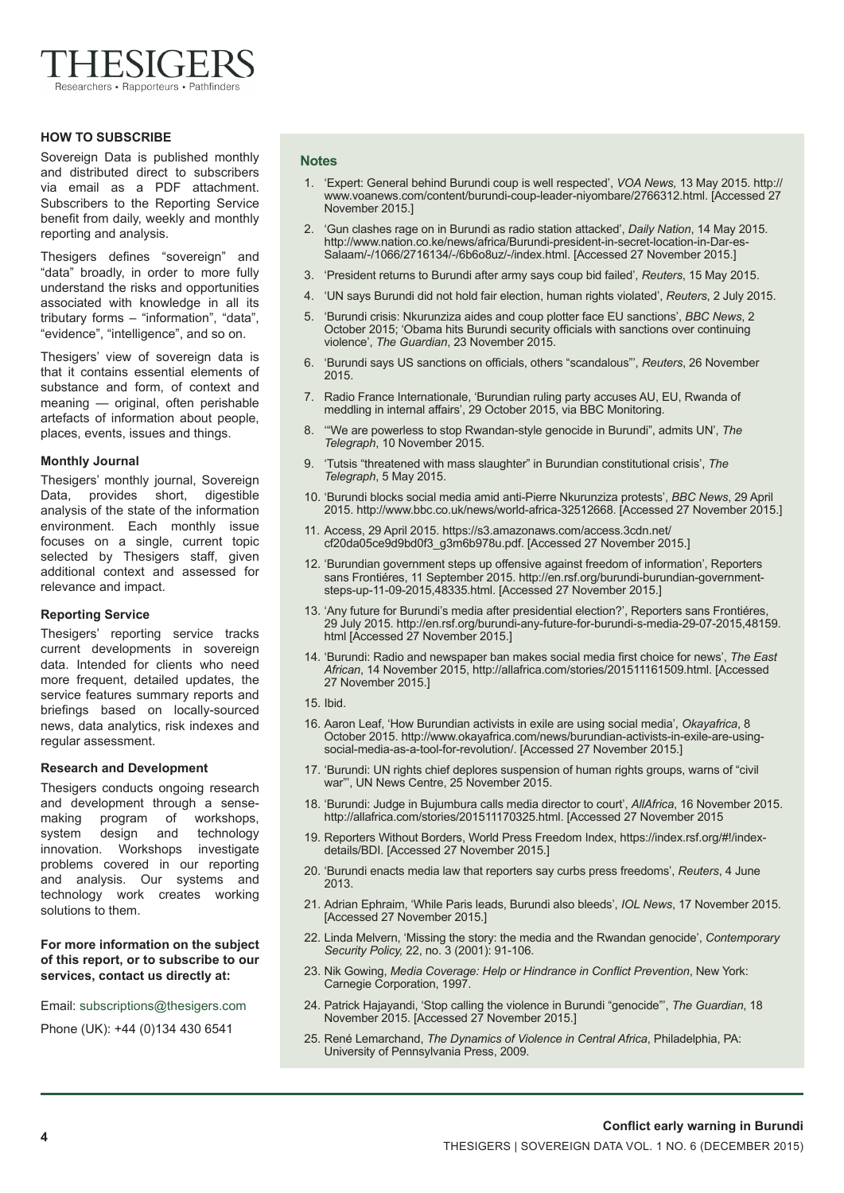# THESIGERS

Researchers • Rapporteurs • Pathfinders

### HOW TO SUBSCRIBE

Sovereign Data is published monthly and distributed direct to subscribers via email as a PDF attachment. Subscribers to the Reporting Service benefit from daily, weekly and monthly reporting and analysis.

Thesigers defines "sovereign" and "data" broadly, in order to more fully understand the risks and opportunities associated with knowledge in all its tributary forms – "information", "data", "evidence", "intelligence", and so on.

Thesigers' view of sovereign data is that it contains essential elements of substance and form, of context and meaning — original, often perishable artefacts of information about people, places, events, issues and things.

#### Monthly Journal

Thesigers' monthly journal, Sovereign Data, provides short, digestible analysis of the state of the information environment. Each monthly issue focuses on a single, current topic selected by Thesigers staff, given additional context and assessed for relevance and impact.

#### Reporting Service

Thesigers' reporting service tracks current developments in sovereign data. Intended for clients who need more frequent, detailed updates, the service features summary reports and briefings based on locally-sourced news, data analytics, risk indexes and regular assessment.

#### Research and Development

Thesigers conducts ongoing research and development through a sense-making program of workshops, system design and technology innovation. Workshops investigate problems covered in our reporting and analysis. Our systems and technology work creates working solutions to them.

**For more information on the subject of this report, or to subscribe to our services, contact us directly at:**

Email: subscriptions@thesigers.com

Phone (UK): +44 (0)134 430 6541

### Notes

1. 'Expert: General behind Burundi coup is well respected', *VOA News,* 13 May 2015. http://www.voanews.com/content/burundi-coup-leader-niyombare/2766312.html. [Accessed 27 November 2015.]
2. 'Gun clashes rage on in Burundi as radio station attacked', *Daily Nation*, 14 May 2015. http://www.nation.co.ke/news/africa/Burundi-president-in-secret-location-in-Dar-es-Salaam/-/1066/2716134/-/6b6o8uz/-/index.html. [Accessed 27 November 2015.]
3. 'President returns to Burundi after army says coup bid failed', *Reuters*, 15 May 2015.
4. 'UN says Burundi did not hold fair election, human rights violated', *Reuters*, 2 July 2015.
5. 'Burundi crisis: Nkurunziza aides and coup plotter face EU sanctions', *BBC News*, 2 October 2015; 'Obama hits Burundi security officials with sanctions over continuing violence', *The Guardian*, 23 November 2015.
6. 'Burundi says US sanctions on officials, others "scandalous"', *Reuters*, 26 November 2015.
7. Radio France Internationale, 'Burundian ruling party accuses AU, EU, Rwanda of meddling in internal affairs', 29 October 2015, via BBC Monitoring.
8. '"We are powerless to stop Rwandan-style genocide in Burundi", admits UN', *The Telegraph*, 10 November 2015.
9. 'Tutsis "threatened with mass slaughter" in Burundian constitutional crisis', *The Telegraph*, 5 May 2015.
10. 'Burundi blocks social media amid anti-Pierre Nkurunziza protests', *BBC News*, 29 April 2015. http://www.bbc.co.uk/news/world-africa-32512668. [Accessed 27 November 2015.]
11. Access, 29 April 2015. https://s3.amazonaws.com/access.3cdn.net/cf20da05ce9d9bd0f3_g3m6b978u.pdf. [Accessed 27 November 2015.]
12. 'Burundian government steps up offensive against freedom of information', Reporters sans Frontiéres, 11 September 2015. http://en.rsf.org/burundi-burundian-government-steps-up-11-09-2015,48335.html. [Accessed 27 November 2015.]
13. 'Any future for Burundi's media after presidential election?', Reporters sans Frontiéres, 29 July 2015. http://en.rsf.org/burundi-any-future-for-burundi-s-media-29-07-2015,48159.html [Accessed 27 November 2015.]
14. 'Burundi: Radio and newspaper ban makes social media first choice for news', *The East African*, 14 November 2015, http://allafrica.com/stories/201511161509.html. [Accessed 27 November 2015.]
15. Ibid.
16. Aaron Leaf, 'How Burundian activists in exile are using social media', *Okayafrica*, 8 October 2015. http://www.okayafrica.com/news/burundian-activists-in-exile-are-using-social-media-as-a-tool-for-revolution/. [Accessed 27 November 2015.]
17. 'Burundi: UN rights chief deplores suspension of human rights groups, warns of "civil war"', UN News Centre, 25 November 2015.
18. 'Burundi: Judge in Bujumbura calls media director to court', *AllAfrica*, 16 November 2015. http://allafrica.com/stories/201511170325.html. [Accessed 27 November 2015
19. Reporters Without Borders, World Press Freedom Index, https://index.rsf.org/#!/index-details/BDI. [Accessed 27 November 2015.]
20. 'Burundi enacts media law that reporters say curbs press freedoms', *Reuters*, 4 June 2013.
21. Adrian Ephraim, 'While Paris leads, Burundi also bleeds', *IOL News*, 17 November 2015. [Accessed 27 November 2015.]
22. Linda Melvern, 'Missing the story: the media and the Rwandan genocide', *Contemporary Security Policy,* 22, no. 3 (2001): 91-106.
23. Nik Gowing, *Media Coverage: Help or Hindrance in Conflict Prevention*, New York: Carnegie Corporation, 1997.
24. Patrick Hajayandi, 'Stop calling the violence in Burundi "genocide"', *The Guardian*, 18 November 2015. [Accessed 27 November 2015.]
25. René Lemarchand, *The Dynamics of Violence in Central Africa*, Philadelphia, PA: University of Pennsylvania Press, 2009.